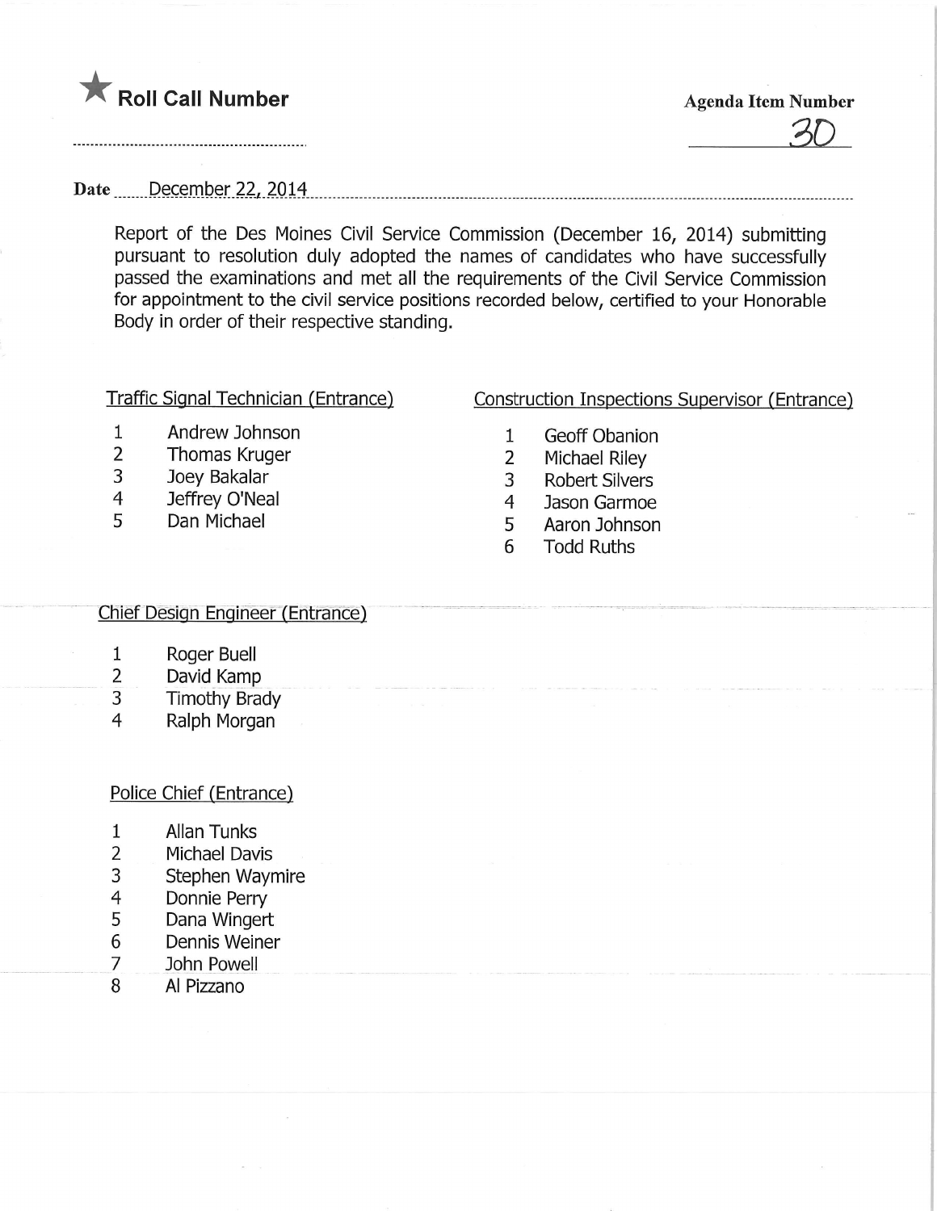★ **Roll Call Number**

................................................

**Agenda Item Number**

30

**Date** December 22, 2014

Report of the Des Moines Civil Service Commission (December 16, 2014) submitting pursuant to resolution duly adopted the names of candidates who have successfully passed the examinations and met all the requirements of the Civil Service Commission for appointment to the civil service positions recorded below, certified to your Honorable Body in order of their respective standing.

Traffic Signal Technician (Entrance)

1. Andrew Johnson
2. Thomas Kruger
3. Joey Bakalar
4. Jeffrey O'Neal
5. Dan Michael

Construction Inspections Supervisor (Entrance)

1. Geoff Obanion
2. Michael Riley
3. Robert Silvers
4. Jason Garmoe
5. Aaron Johnson
6. Todd Ruths

Chief Design Engineer (Entrance)

1. Roger Buell
2. David Kamp
3. Timothy Brady
4. Ralph Morgan

Police Chief (Entrance)

1. Allan Tunks
2. Michael Davis
3. Stephen Waymire
4. Donnie Perry
5. Dana Wingert
6. Dennis Weiner
7. John Powell
8. Al Pizzano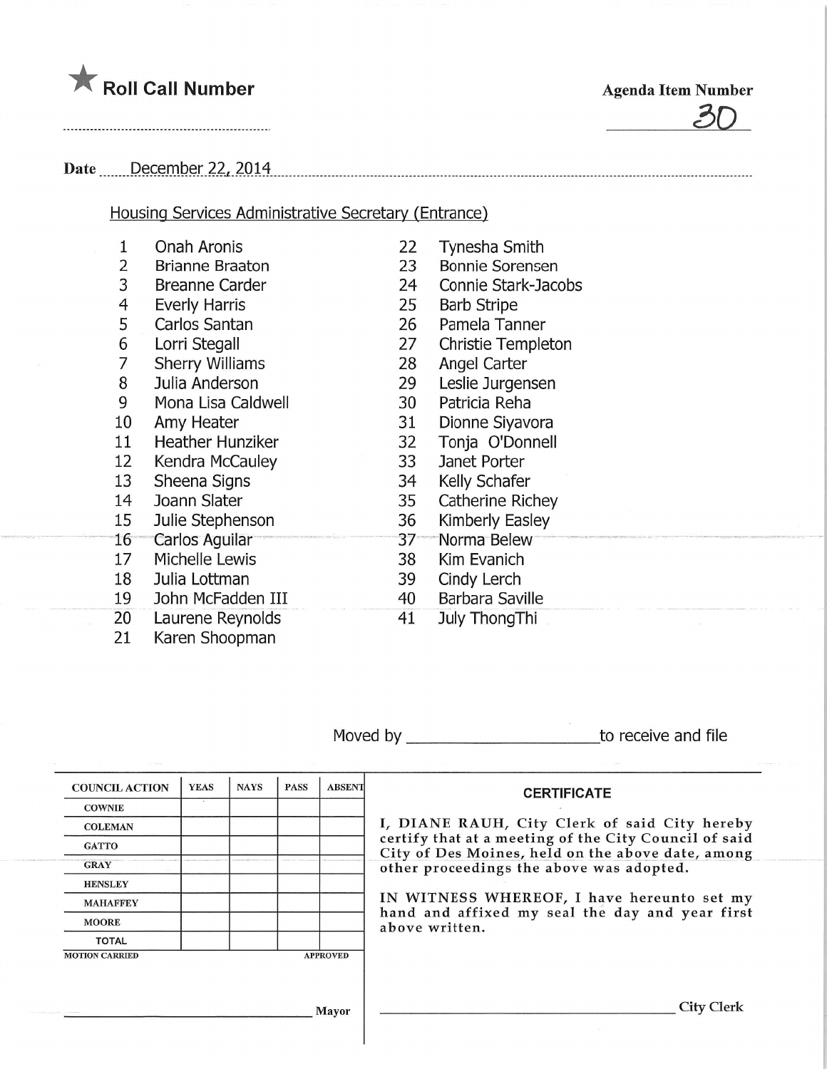★ **Roll Call Number**

**Agenda Item Number**

30

**Date** December 22, 2014

Housing Services Administrative Secretary (Entrance)

1. Onah Aronis
2. Brianne Braaton
3. Breanne Carder
4. Everly Harris
5. Carlos Santan
6. Lorri Stegall
7. Sherry Williams
8. Julia Anderson
9. Mona Lisa Caldwell
10. Amy Heater
11. Heather Hunziker
12. Kendra McCauley
13. Sheena Signs
14. Joann Slater
15. Julie Stephenson
16. Carlos Aguilar
17. Michelle Lewis
18. Julia Lottman
19. John McFadden III
20. Laurene Reynolds
21. Karen Shoopman
22. Tynesha Smith
23. Bonnie Sorensen
24. Connie Stark-Jacobs
25. Barb Stripe
26. Pamela Tanner
27. Christie Templeton
28. Angel Carter
29. Leslie Jurgensen
30. Patricia Reha
31. Dionne Siyavora
32. Tonja O'Donnell
33. Janet Porter
34. Kelly Schafer
35. Catherine Richey
36. Kimberly Easley
37. Norma Belew
38. Kim Evanich
39. Cindy Lerch
40. Barbara Saville
41. July ThongThi

Moved by ______________________ to receive and file

| COUNCIL ACTION | YEAS | NAYS | PASS | ABSENT |
|---|---|---|---|---|
| COWNIE | | | | |
| COLEMAN | | | | |
| GATTO | | | | |
| GRAY | | | | |
| HENSLEY | | | | |
| MAHAFFEY | | | | |
| MOORE | | | | |
| TOTAL | | | | |

MOTION CARRIED APPROVED

______________________ Mayor

**CERTIFICATE**

I, DIANE RAUH, City Clerk of said City hereby certify that at a meeting of the City Council of said City of Des Moines, held on the above date, among other proceedings the above was adopted.

IN WITNESS WHEREOF, I have hereunto set my hand and affixed my seal the day and year first above written.

______________________ City Clerk